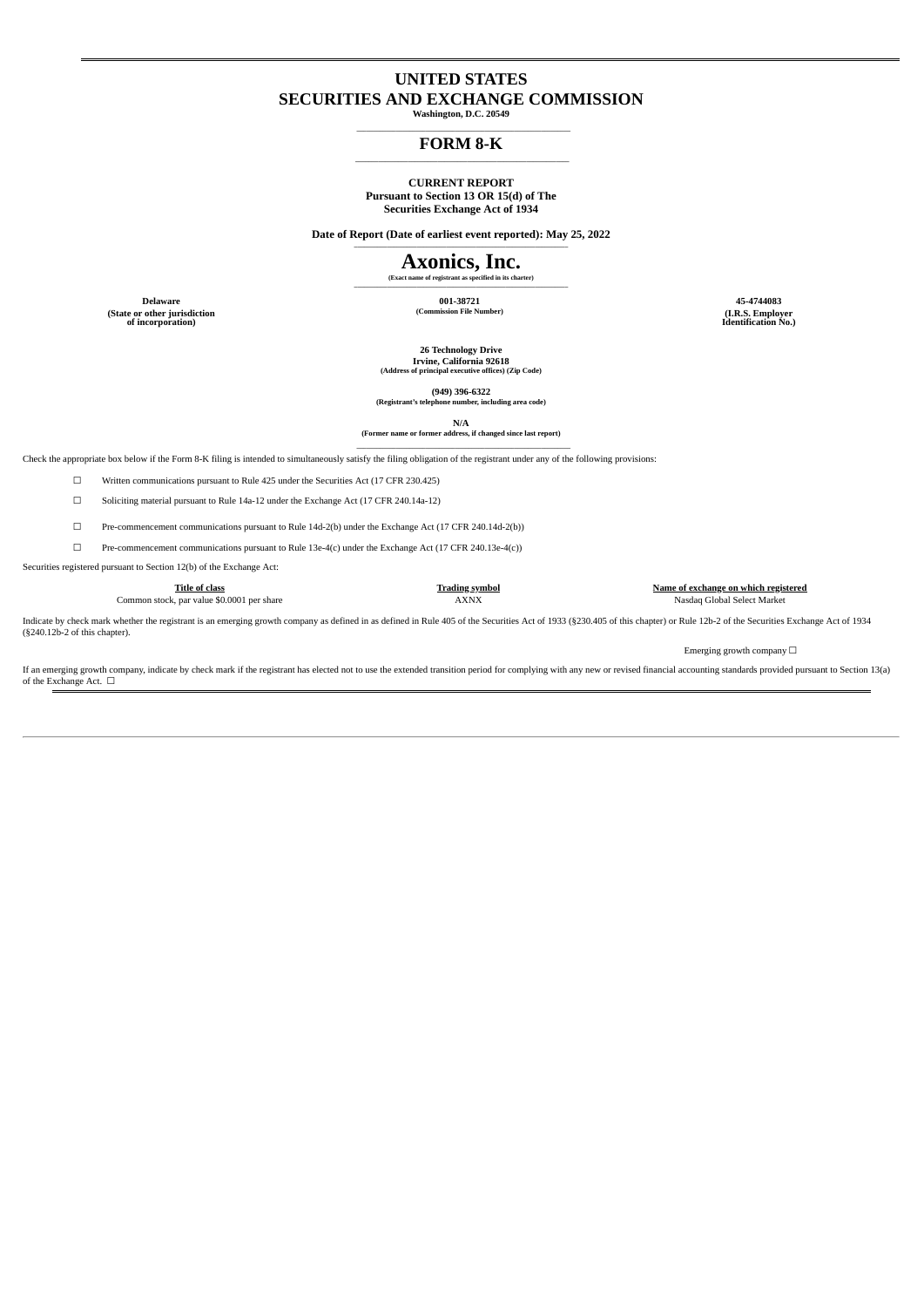# UNITED STATES
# SECURITIES AND EXCHANGE COMMISSION

**Washington, D.C. 20549**

## FORM 8-K

**CURRENT REPORT**
**Pursuant to Section 13 OR 15(d) of The Securities Exchange Act of 1934**

**Date of Report (Date of earliest event reported): May 25, 2022**

# Axonics, Inc.

**(Exact name of registrant as specified in its charter)**

| **Delaware** | **001-38721** | **45-4744083** |
|---|---|---|
| **(State or other jurisdiction of incorporation)** | **(Commission File Number)** | **(I.R.S. Employer Identification No.)** |

**26 Technology Drive**
**Irvine, California 92618**
**(Address of principal executive offices) (Zip Code)**

**(949) 396-6322**
**(Registrant's telephone number, including area code)**

**N/A**
**(Former name or former address, if changed since last report)**

Check the appropriate box below if the Form 8-K filing is intended to simultaneously satisfy the filing obligation of the registrant under any of the following provisions:

☐ Written communications pursuant to Rule 425 under the Securities Act (17 CFR 230.425)

☐ Soliciting material pursuant to Rule 14a-12 under the Exchange Act (17 CFR 240.14a-12)

☐ Pre-commencement communications pursuant to Rule 14d-2(b) under the Exchange Act (17 CFR 240.14d-2(b))

☐ Pre-commencement communications pursuant to Rule 13e-4(c) under the Exchange Act (17 CFR 240.13e-4(c))

Securities registered pursuant to Section 12(b) of the Exchange Act:

| Title of class | Trading symbol | Name of exchange on which registered |
|---|---|---|
| Common stock, par value $0.0001 per share | AXNX | Nasdaq Global Select Market |

Indicate by check mark whether the registrant is an emerging growth company as defined in as defined in Rule 405 of the Securities Act of 1933 (§230.405 of this chapter) or Rule 12b-2 of the Securities Exchange Act of 1934 (§240.12b-2 of this chapter).

Emerging growth company ☐

If an emerging growth company, indicate by check mark if the registrant has elected not to use the extended transition period for complying with any new or revised financial accounting standards provided pursuant to Section 13(a) of the Exchange Act. ☐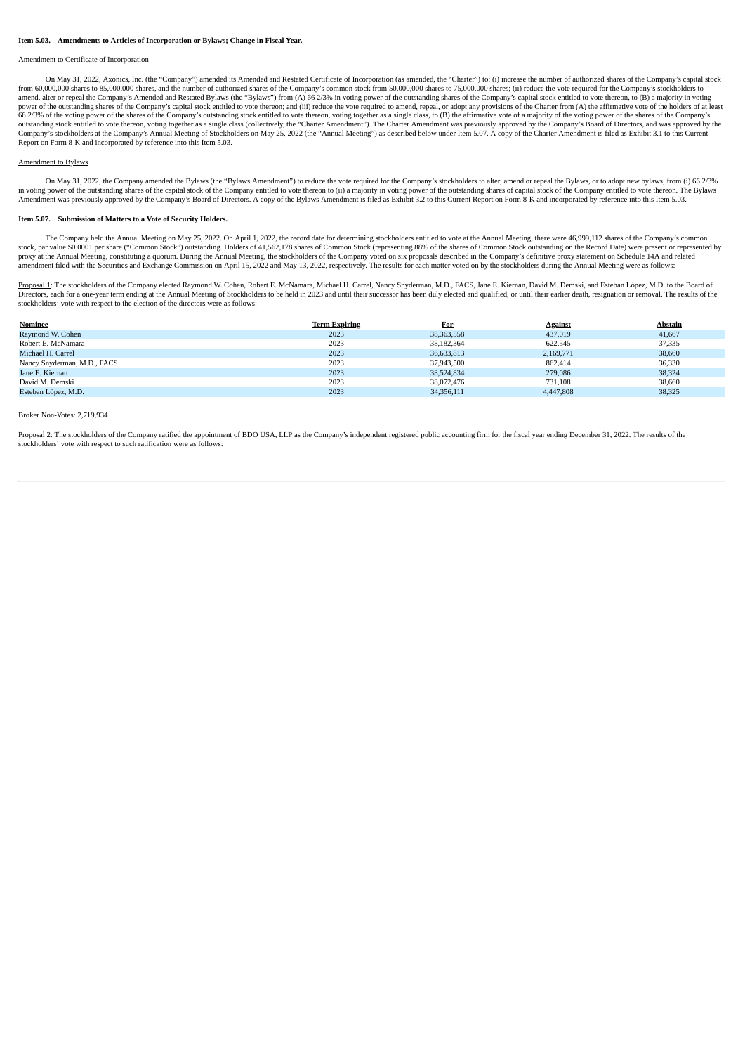**Item 5.03. Amendments to Articles of Incorporation or Bylaws; Change in Fiscal Year.**

Amendment to Certificate of Incorporation

On May 31, 2022, Axonics, Inc. (the "Company") amended its Amended and Restated Certificate of Incorporation (as amended, the "Charter") to: (i) increase the number of authorized shares of the Company's capital stock from 60,000,000 shares to 85,000,000 shares, and the number of authorized shares of the Company's common stock from 50,000,000 shares to 75,000,000 shares; (ii) reduce the vote required for the Company's stockholders to amend, alter or repeal the Company's Amended and Restated Bylaws (the "Bylaws") from (A) 66 2/3% in voting power of the outstanding shares of the Company's capital stock entitled to vote thereon, to (B) a majority in voting power of the outstanding shares of the Company's capital stock entitled to vote thereon; and (iii) reduce the vote required to amend, repeal, or adopt any provisions of the Charter from (A) the affirmative vote of the holders of at least 66 2/3% of the voting power of the shares of the Company's outstanding stock entitled to vote thereon, voting together as a single class, to (B) the affirmative vote of a majority of the voting power of the shares of the Company's outstanding stock entitled to vote thereon, voting together as a single class (collectively, the "Charter Amendment"). The Charter Amendment was previously approved by the Company's Board of Directors, and was approved by the Company's stockholders at the Company's Annual Meeting of Stockholders on May 25, 2022 (the "Annual Meeting") as described below under Item 5.07. A copy of the Charter Amendment is filed as Exhibit 3.1 to this Current Report on Form 8-K and incorporated by reference into this Item 5.03.

Amendment to Bylaws

On May 31, 2022, the Company amended the Bylaws (the "Bylaws Amendment") to reduce the vote required for the Company's stockholders to alter, amend or repeal the Bylaws, or to adopt new bylaws, from (i) 66 2/3% in voting power of the outstanding shares of the capital stock of the Company entitled to vote thereon to (ii) a majority in voting power of the outstanding shares of capital stock of the Company entitled to vote thereon. The Bylaws Amendment was previously approved by the Company's Board of Directors. A copy of the Bylaws Amendment is filed as Exhibit 3.2 to this Current Report on Form 8-K and incorporated by reference into this Item 5.03.

**Item 5.07. Submission of Matters to a Vote of Security Holders.**

The Company held the Annual Meeting on May 25, 2022. On April 1, 2022, the record date for determining stockholders entitled to vote at the Annual Meeting, there were 46,999,112 shares of the Company's common stock, par value $0.0001 per share ("Common Stock") outstanding. Holders of 41,562,178 shares of Common Stock (representing 88% of the shares of Common Stock outstanding on the Record Date) were present or represented by proxy at the Annual Meeting, constituting a quorum. During the Annual Meeting, the stockholders of the Company voted on six proposals described in the Company's definitive proxy statement on Schedule 14A and related amendment filed with the Securities and Exchange Commission on April 15, 2022 and May 13, 2022, respectively. The results for each matter voted on by the stockholders during the Annual Meeting were as follows:

Proposal 1: The stockholders of the Company elected Raymond W. Cohen, Robert E. McNamara, Michael H. Carrel, Nancy Snyderman, M.D., FACS, Jane E. Kiernan, David M. Demski, and Esteban López, M.D. to the Board of Directors, each for a one-year term ending at the Annual Meeting of Stockholders to be held in 2023 and until their successor has been duly elected and qualified, or until their earlier death, resignation or removal. The results of the stockholders' vote with respect to the election of the directors were as follows:

| Nominee | Term Expiring | For | Against | Abstain |
|---|---|---|---|---|
| Raymond W. Cohen | 2023 | 38,363,558 | 437,019 | 41,667 |
| Robert E. McNamara | 2023 | 38,182,364 | 622,545 | 37,335 |
| Michael H. Carrel | 2023 | 36,633,813 | 2,169,771 | 38,660 |
| Nancy Snyderman, M.D., FACS | 2023 | 37,943,500 | 862,414 | 36,330 |
| Jane E. Kiernan | 2023 | 38,524,834 | 279,086 | 38,324 |
| David M. Demski | 2023 | 38,072,476 | 731,108 | 38,660 |
| Esteban López, M.D. | 2023 | 34,356,111 | 4,447,808 | 38,325 |

Broker Non-Votes: 2,719,934

Proposal 2: The stockholders of the Company ratified the appointment of BDO USA, LLP as the Company's independent registered public accounting firm for the fiscal year ending December 31, 2022. The results of the stockholders' vote with respect to such ratification were as follows: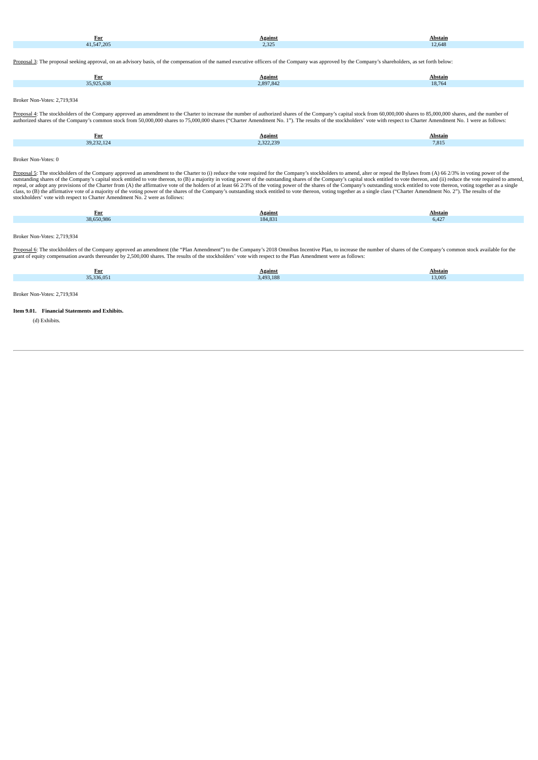| For | Against | Abstain |
| --- | --- | --- |
| 41,547,205 | 2,325 | 12,648 |

Proposal 3: The proposal seeking approval, on an advisory basis, of the compensation of the named executive officers of the Company was approved by the Company's shareholders, as set forth below:

| For | Against | Abstain |
| --- | --- | --- |
| 35,925,638 | 2,897,842 | 18,764 |

Broker Non-Votes: 2,719,934

Proposal 4: The stockholders of the Company approved an amendment to the Charter to increase the number of authorized shares of the Company's capital stock from 60,000,000 shares to 85,000,000 shares, and the number of authorized shares of the Company's common stock from 50,000,000 shares to 75,000,000 shares ("Charter Amendment No. 1"). The results of the stockholders' vote with respect to Charter Amendment No. 1 were as follows:

| For | Against | Abstain |
| --- | --- | --- |
| 39,232,124 | 2,322,239 | 7,815 |

Broker Non-Votes: 0

Proposal 5: The stockholders of the Company approved an amendment to the Charter to (i) reduce the vote required for the Company's stockholders to amend, alter or repeal the Bylaws from (A) 66 2/3% in voting power of the outstanding shares of the Company's capital stock entitled to vote thereon, to (B) a majority in voting power of the outstanding shares of the Company's capital stock entitled to vote thereon, and (ii) reduce the vote required to amend, repeal, or adopt any provisions of the Charter from (A) the affirmative vote of the holders of at least 66 2/3% of the voting power of the shares of the Company's outstanding stock entitled to vote thereon, voting together as a single class, to (B) the affirmative vote of a majority of the voting power of the shares of the Company's outstanding stock entitled to vote thereon, voting together as a single class ("Charter Amendment No. 2"). The results of the stockholders' vote with respect to Charter Amendment No. 2 were as follows:

| For | Against | Abstain |
| --- | --- | --- |
| 38,650,986 | 184,831 | 6,427 |

Broker Non-Votes: 2,719,934

Proposal 6: The stockholders of the Company approved an amendment (the "Plan Amendment") to the Company's 2018 Omnibus Incentive Plan, to increase the number of shares of the Company's common stock available for the grant of equity compensation awards thereunder by 2,500,000 shares. The results of the stockholders' vote with respect to the Plan Amendment were as follows:

| For | Against | Abstain |
| --- | --- | --- |
| 35,336,051 | 3,493,188 | 13,005 |

Broker Non-Votes: 2,719,934

**Item 9.01. Financial Statements and Exhibits.**

(d) Exhibits.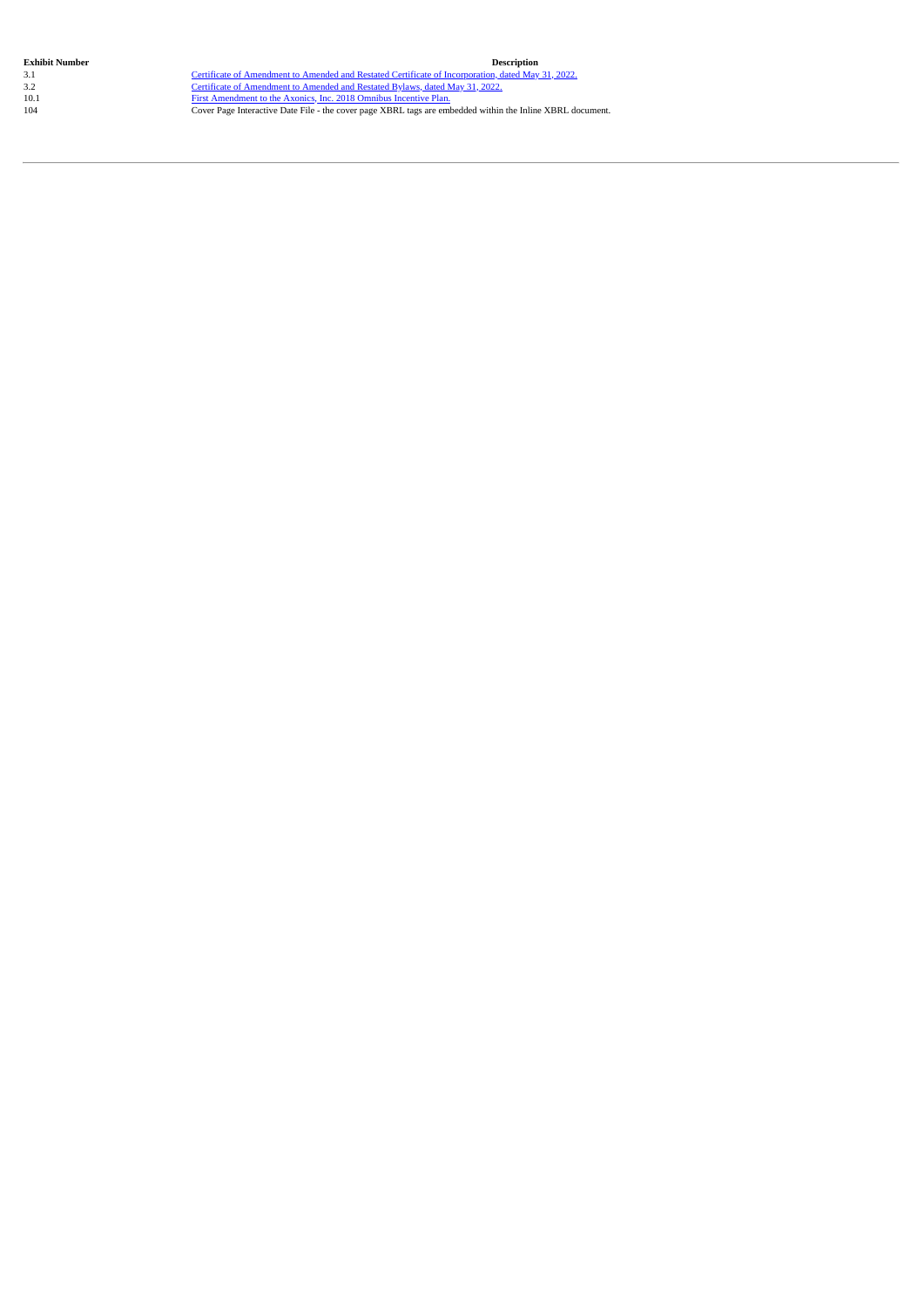| Exhibit Number | Description |
| --- | --- |
| 3.1 | Certificate of Amendment to Amended and Restated Certificate of Incorporation, dated May 31, 2022. |
| 3.2 | Certificate of Amendment to Amended and Restated Bylaws, dated May 31, 2022. |
| 10.1 | First Amendment to the Axonics, Inc. 2018 Omnibus Incentive Plan. |
| 104 | Cover Page Interactive Date File - the cover page XBRL tags are embedded within the Inline XBRL document. |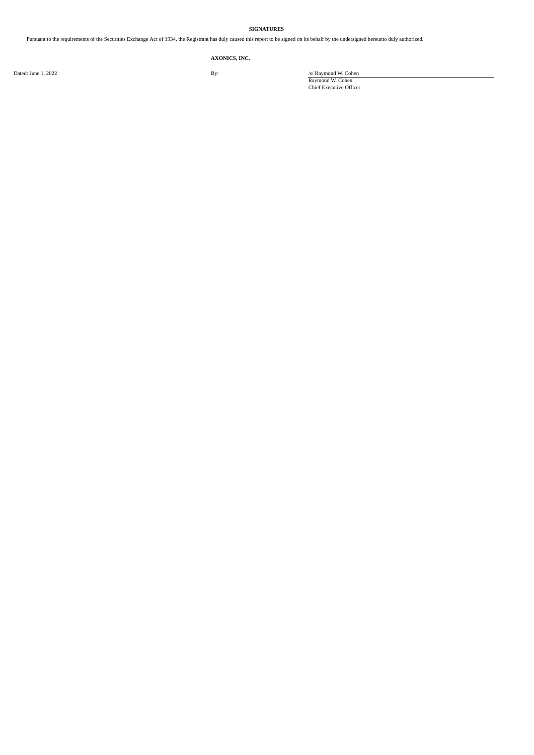**SIGNATURES**

Pursuant to the requirements of the Securities Exchange Act of 1934, the Registrant has duly caused this report to be signed on its behalf by the undersigned hereunto duly authorized.

**AXONICS, INC.**

| | | |
|---|---|---|
| Dated: June 1, 2022 | By: | /s/ Raymond W. Cohen |
| | | Raymond W. Cohen |
| | | Chief Executive Officer |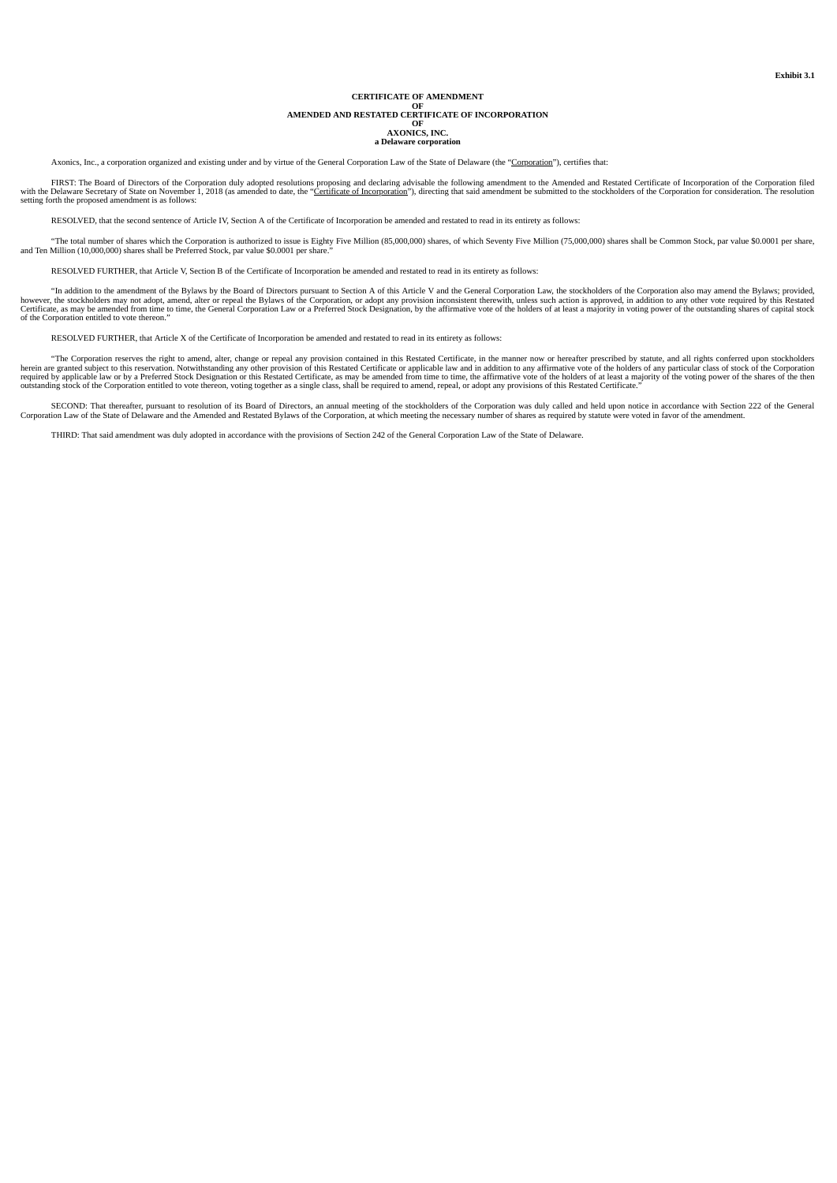**Exhibit 3.1**

**CERTIFICATE OF AMENDMENT
OF
AMENDED AND RESTATED CERTIFICATE OF INCORPORATION
OF
AXONICS, INC.
a Delaware corporation**

Axonics, Inc., a corporation organized and existing under and by virtue of the General Corporation Law of the State of Delaware (the "Corporation"), certifies that:

FIRST: The Board of Directors of the Corporation duly adopted resolutions proposing and declaring advisable the following amendment to the Amended and Restated Certificate of Incorporation of the Corporation filed with the Delaware Secretary of State on November 1, 2018 (as amended to date, the "Certificate of Incorporation"), directing that said amendment be submitted to the stockholders of the Corporation for consideration. The resolution setting forth the proposed amendment is as follows:

RESOLVED, that the second sentence of Article IV, Section A of the Certificate of Incorporation be amended and restated to read in its entirety as follows:

"The total number of shares which the Corporation is authorized to issue is Eighty Five Million (85,000,000) shares, of which Seventy Five Million (75,000,000) shares shall be Common Stock, par value $0.0001 per share, and Ten Million (10,000,000) shares shall be Preferred Stock, par value $0.0001 per share."

RESOLVED FURTHER, that Article V, Section B of the Certificate of Incorporation be amended and restated to read in its entirety as follows:

"In addition to the amendment of the Bylaws by the Board of Directors pursuant to Section A of this Article V and the General Corporation Law, the stockholders of the Corporation also may amend the Bylaws; provided, however, the stockholders may not adopt, amend, alter or repeal the Bylaws of the Corporation, or adopt any provision inconsistent therewith, unless such action is approved, in addition to any other vote required by this Restated Certificate, as may be amended from time to time, the General Corporation Law or a Preferred Stock Designation, by the affirmative vote of the holders of at least a majority in voting power of the outstanding shares of capital stock of the Corporation entitled to vote thereon."

RESOLVED FURTHER, that Article X of the Certificate of Incorporation be amended and restated to read in its entirety as follows:

"The Corporation reserves the right to amend, alter, change or repeal any provision contained in this Restated Certificate, in the manner now or hereafter prescribed by statute, and all rights conferred upon stockholders herein are granted subject to this reservation. Notwithstanding any other provision of this Restated Certificate or applicable law and in addition to any affirmative vote of the holders of any particular class of stock of the Corporation required by applicable law or by a Preferred Stock Designation or this Restated Certificate, as may be amended from time to time, the affirmative vote of the holders of at least a majority of the voting power of the shares of the then outstanding stock of the Corporation entitled to vote thereon, voting together as a single class, shall be required to amend, repeal, or adopt any provisions of this Restated Certificate."

SECOND: That thereafter, pursuant to resolution of its Board of Directors, an annual meeting of the stockholders of the Corporation was duly called and held upon notice in accordance with Section 222 of the General Corporation Law of the State of Delaware and the Amended and Restated Bylaws of the Corporation, at which meeting the necessary number of shares as required by statute were voted in favor of the amendment.

THIRD: That said amendment was duly adopted in accordance with the provisions of Section 242 of the General Corporation Law of the State of Delaware.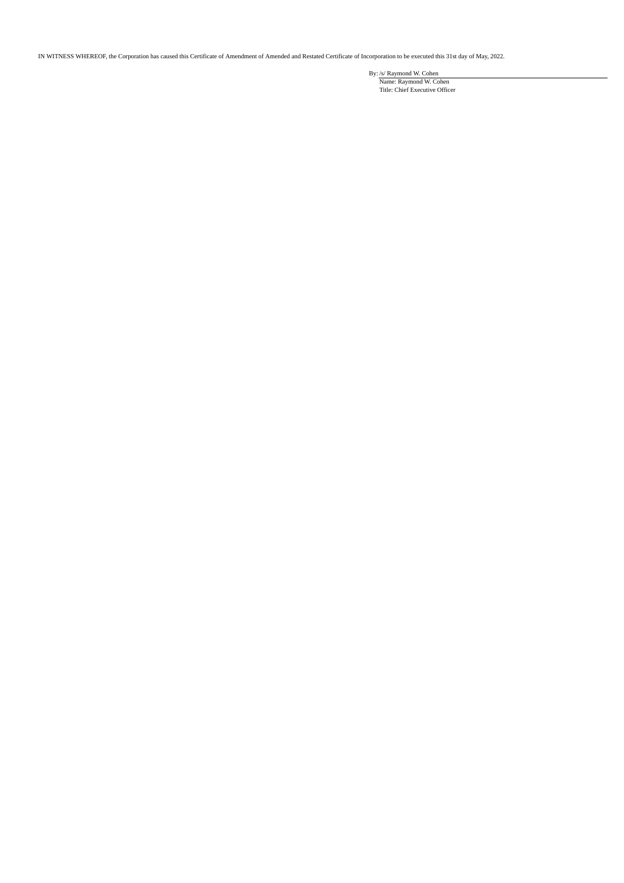IN WITNESS WHEREOF, the Corporation has caused this Certificate of Amendment of Amended and Restated Certificate of Incorporation to be executed this 31st day of May, 2022.

By: /s/ Raymond W. Cohen

Name: Raymond W. Cohen

Title: Chief Executive Officer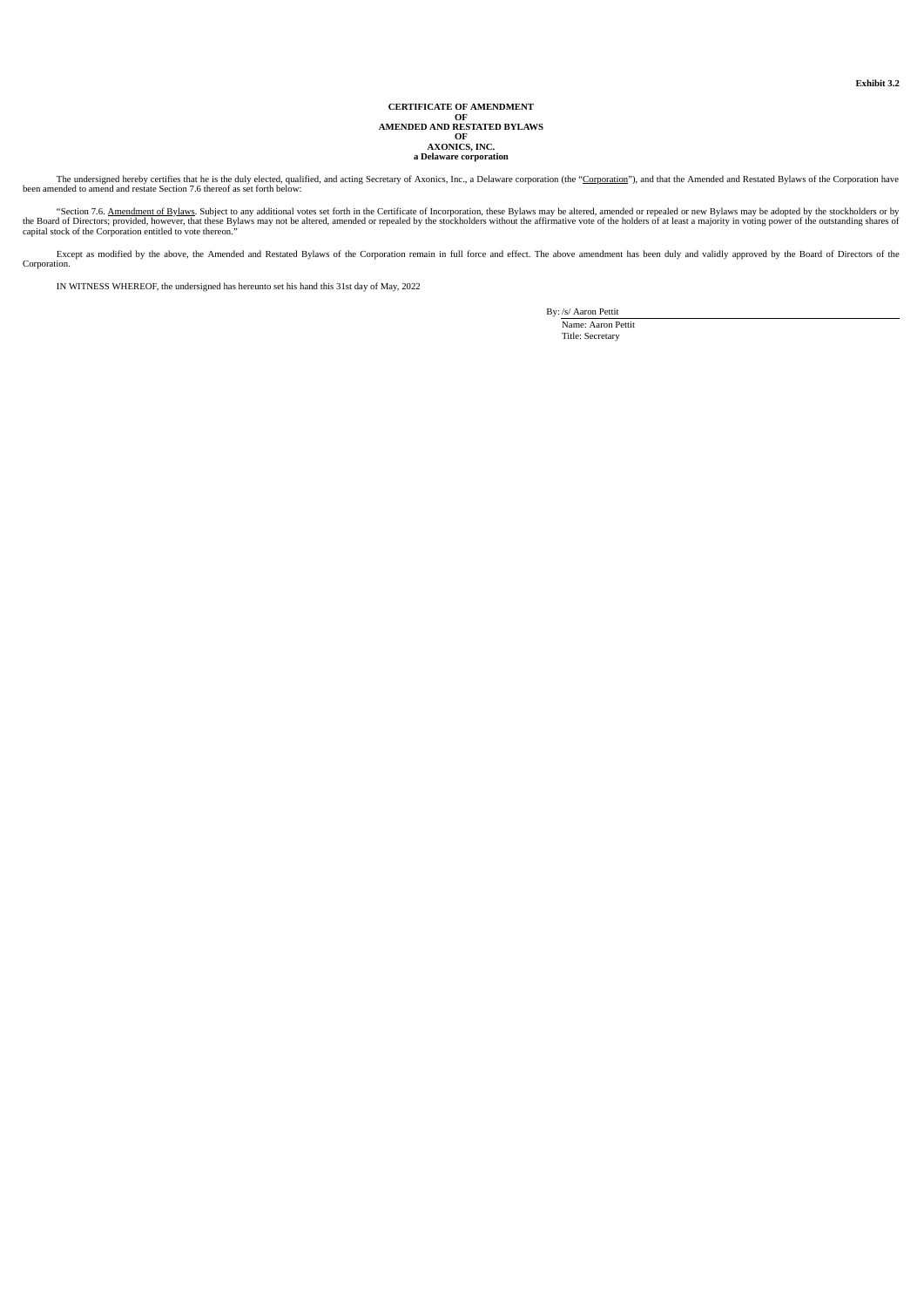**Exhibit 3.2**

**CERTIFICATE OF AMENDMENT**
**OF**
**AMENDED AND RESTATED BYLAWS**
**OF**
**AXONICS, INC.**
**a Delaware corporation**

The undersigned hereby certifies that he is the duly elected, qualified, and acting Secretary of Axonics, Inc., a Delaware corporation (the "Corporation"), and that the Amended and Restated Bylaws of the Corporation have been amended to amend and restate Section 7.6 thereof as set forth below:

"Section 7.6. Amendment of Bylaws. Subject to any additional votes set forth in the Certificate of Incorporation, these Bylaws may be altered, amended or repealed or new Bylaws may be adopted by the stockholders or by the Board of Directors; provided, however, that these Bylaws may not be altered, amended or repealed by the stockholders without the affirmative vote of the holders of at least a majority in voting power of the outstanding shares of capital stock of the Corporation entitled to vote thereon."

Except as modified by the above, the Amended and Restated Bylaws of the Corporation remain in full force and effect. The above amendment has been duly and validly approved by the Board of Directors of the Corporation.

IN WITNESS WHEREOF, the undersigned has hereunto set his hand this 31st day of May, 2022

By: /s/ Aaron Pettit
Name: Aaron Pettit
Title: Secretary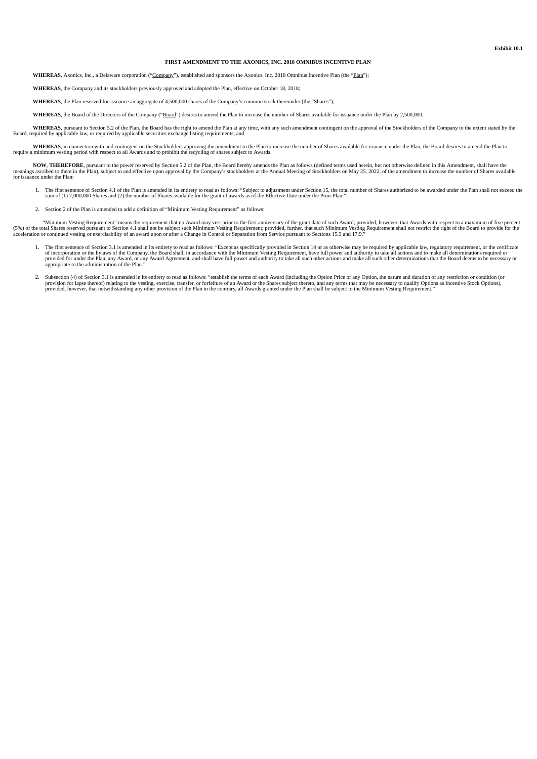**Exhibit 10.1**

**FIRST AMENDMENT TO THE AXONICS, INC. 2018 OMNIBUS INCENTIVE PLAN**

**WHEREAS**, Axonics, Inc., a Delaware corporation ("Company"), established and sponsors the Axonics, Inc. 2018 Omnibus Incentive Plan (the "Plan");

**WHEREAS**, the Company and its stockholders previously approved and adopted the Plan, effective on October 18, 2018;

**WHEREAS**, the Plan reserved for issuance an aggregate of 4,500,000 shares of the Company's common stock thereunder (the "Shares");

**WHEREAS**, the Board of the Directors of the Company ("Board") desires to amend the Plan to increase the number of Shares available for issuance under the Plan by 2,500,000;

**WHEREAS**, pursuant to Section 5.2 of the Plan, the Board has the right to amend the Plan at any time, with any such amendment contingent on the approval of the Stockholders of the Company to the extent stated by the Board, required by applicable law, or required by applicable securities exchange listing requirements; and

**WHEREAS**, in connection with and contingent on the Stockholders approving the amendment to the Plan to increase the number of Shares available for issuance under the Plan, the Board desires to amend the Plan to require a minimum vesting period with respect to all Awards and to prohibit the recycling of shares subject to Awards.

**NOW**, **THEREFORE**, pursuant to the power reserved by Section 5.2 of the Plan, the Board hereby amends the Plan as follows (defined terms used herein, but not otherwise defined in this Amendment, shall have the meanings ascribed to them in the Plan), subject to and effective upon approval by the Company's stockholders at the Annual Meeting of Stockholders on May 25, 2022, of the amendment to increase the number of Shares available for issuance under the Plan:

1. The first sentence of Section 4.1 of the Plan is amended in its entirety to read as follows: "Subject to adjustment under Section 15, the total number of Shares authorized to be awarded under the Plan shall not exceed the sum of (1) 7,000,000 Shares and (2) the number of Shares available for the grant of awards as of the Effective Date under the Prior Plan."

2. Section 2 of the Plan is amended to add a definition of "Minimum Vesting Requirement" as follows:

"Minimum Vesting Requirement" means the requirement that no Award may vest prior to the first anniversary of the grant date of such Award; provided, however, that Awards with respect to a maximum of five percent (5%) of the total Shares reserved pursuant to Section 4.1 shall not be subject such Minimum Vesting Requirement; provided, further, that such Minimum Vesting Requirement shall not restrict the right of the Board to provide for the acceleration or continued vesting or exercisability of an award upon or after a Change in Control or Separation from Service pursuant to Sections 15.3 and 17.9."

1. The first sentence of Section 3.1 is amended in its entirety to read as follows: "Except as specifically provided in Section 14 or as otherwise may be required by applicable law, regulatory requirement, or the certificate of incorporation or the bylaws of the Company, the Board shall, in accordance with the Minimum Vesting Requirement, have full power and authority to take all actions and to make all determinations required or provided for under the Plan, any Award, or any Award Agreement, and shall have full power and authority to take all such other actions and make all such other determinations that the Board deems to be necessary or appropriate to the administration of the Plan."

2. Subsection (4) of Section 3.1 is amended in its entirety to read as follows: "establish the terms of each Award (including the Option Price of any Option, the nature and duration of any restriction or condition (or provision for lapse thereof) relating to the vesting, exercise, transfer, or forfeiture of an Award or the Shares subject thereto, and any terms that may be necessary to qualify Options as Incentive Stock Options), provided, however, that notwithstanding any other provision of the Plan to the contrary, all Awards granted under the Plan shall be subject to the Minimum Vesting Requirement."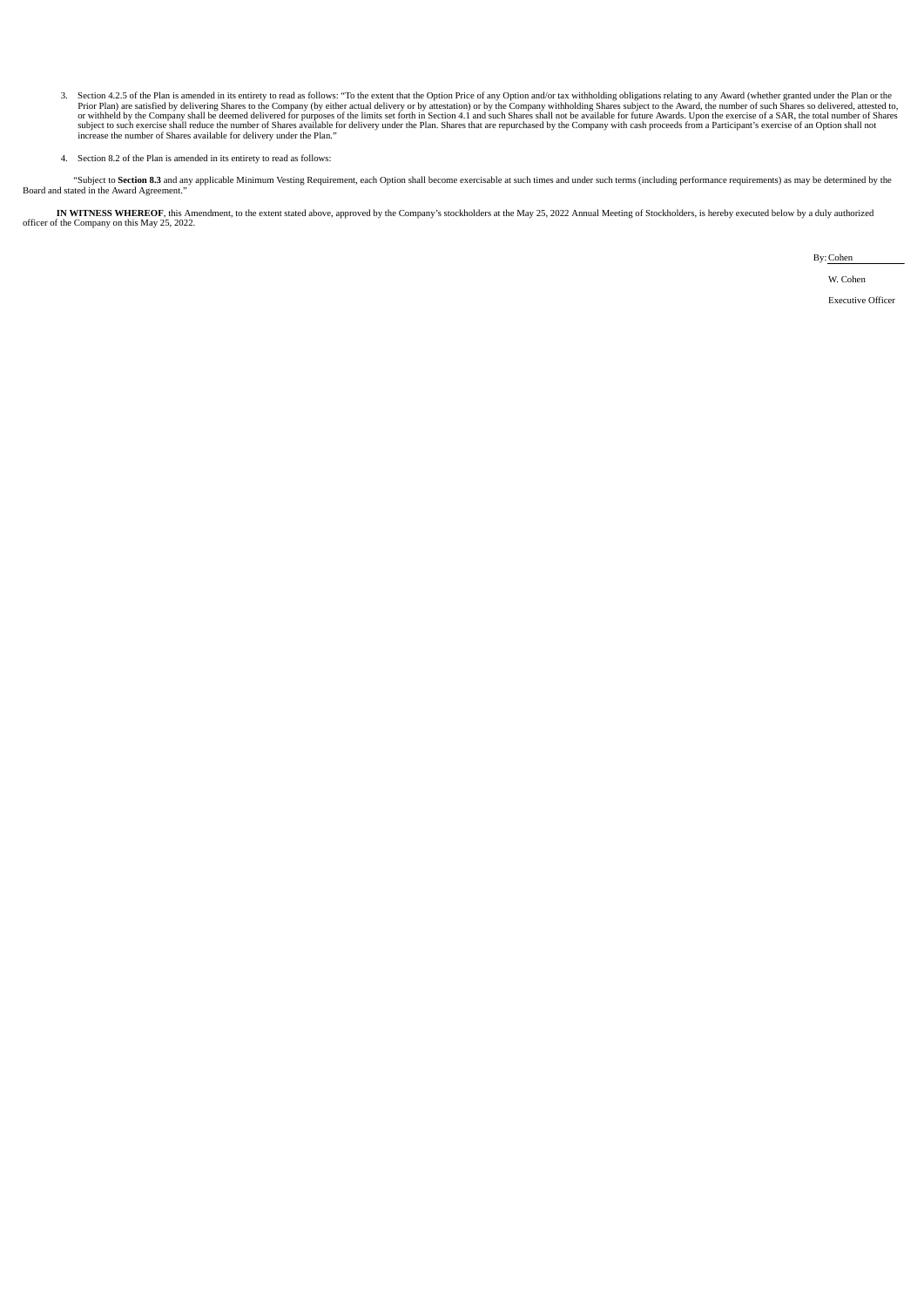3. Section 4.2.5 of the Plan is amended in its entirety to read as follows: "To the extent that the Option Price of any Option and/or tax withholding obligations relating to any Award (whether granted under the Plan or the Prior Plan) are satisfied by delivering Shares to the Company (by either actual delivery or by attestation) or by the Company withholding Shares subject to the Award, the number of such Shares so delivered, attested to, or withheld by the Company shall be deemed delivered for purposes of the limits set forth in Section 4.1 and such Shares shall not be available for future Awards. Upon the exercise of a SAR, the total number of Shares subject to such exercise shall reduce the number of Shares available for delivery under the Plan. Shares that are repurchased by the Company with cash proceeds from a Participant's exercise of an Option shall not increase the number of Shares available for delivery under the Plan."

4. Section 8.2 of the Plan is amended in its entirety to read as follows:

"Subject to **Section 8.3** and any applicable Minimum Vesting Requirement, each Option shall become exercisable at such times and under such terms (including performance requirements) as may be determined by the Board and stated in the Award Agreement."

**IN WITNESS WHEREOF**, this Amendment, to the extent stated above, approved by the Company's stockholders at the May 25, 2022 Annual Meeting of Stockholders, is hereby executed below by a duly authorized officer of the Company on this May 25, 2022.

By: Cohen

W. Cohen

Executive Officer